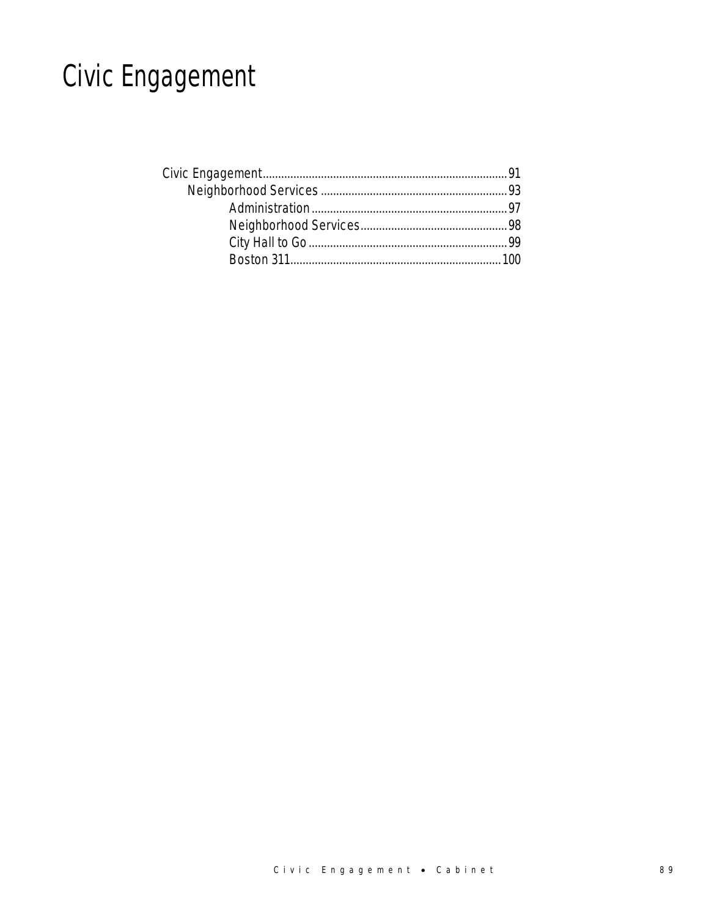# Civic Engagement

Civic Engagement ............................................................................91
- Neighborhood Services ..........................................................93
  - Administration ..............................................................97
  - Neighborhood Services ................................................98
  - City Hall to Go ..............................................................99
  - Boston 311 ...................................................................100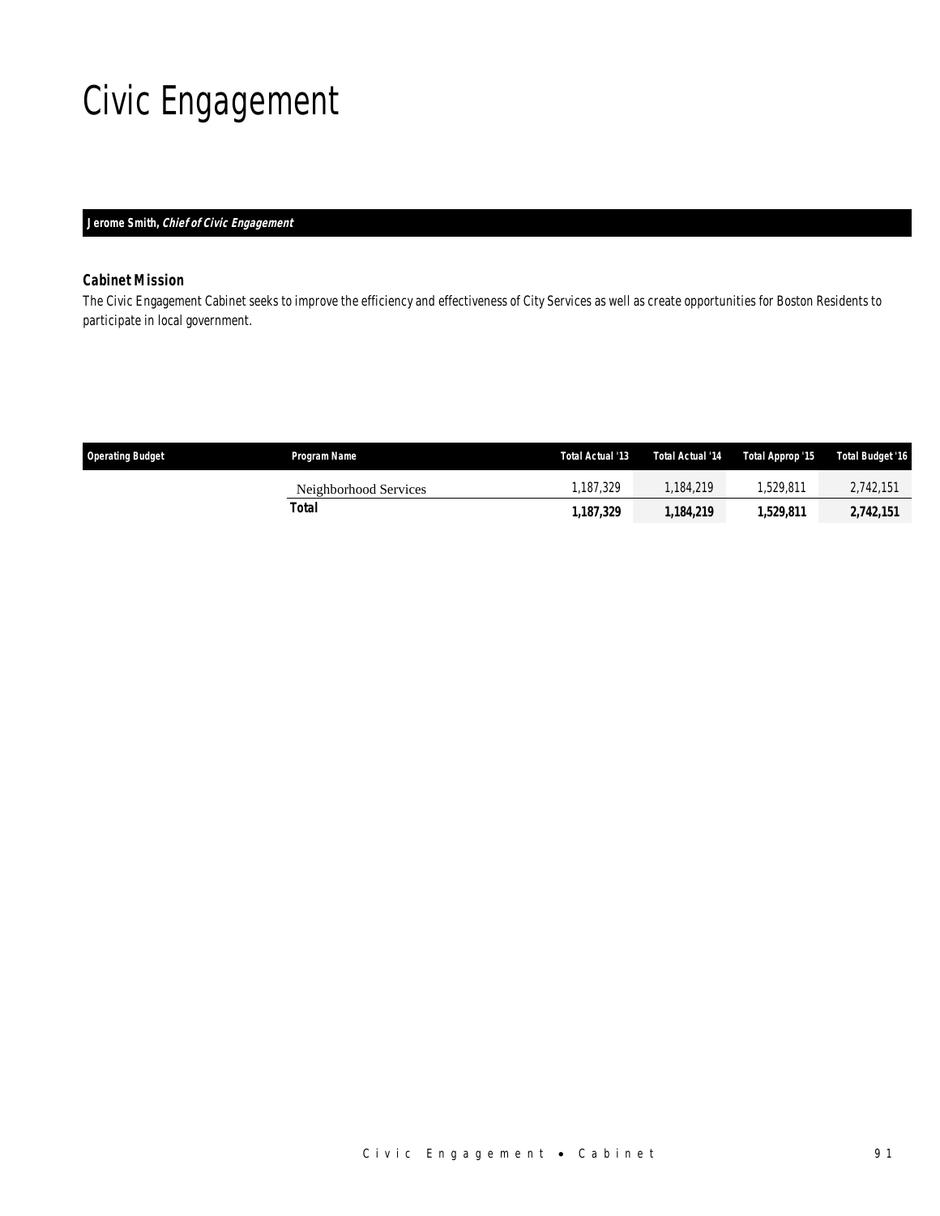# Civic Engagement

**Jerome Smith, *Chief of Civic Engagement***

### Cabinet Mission

*The Civic Engagement Cabinet seeks to improve the efficiency and effectiveness of City Services as well as create opportunities for Boston Residents to participate in local government.*

| Operating Budget | Program Name | Total Actual '13 | Total Actual '14 | Total Approp '15 | Total Budget '16 |
|---|---|---|---|---|---|
| | Neighborhood Services | 1,187,329 | 1,184,219 | 1,529,811 | 2,742,151 |
| | **Total** | **1,187,329** | **1,184,219** | **1,529,811** | **2,742,151** |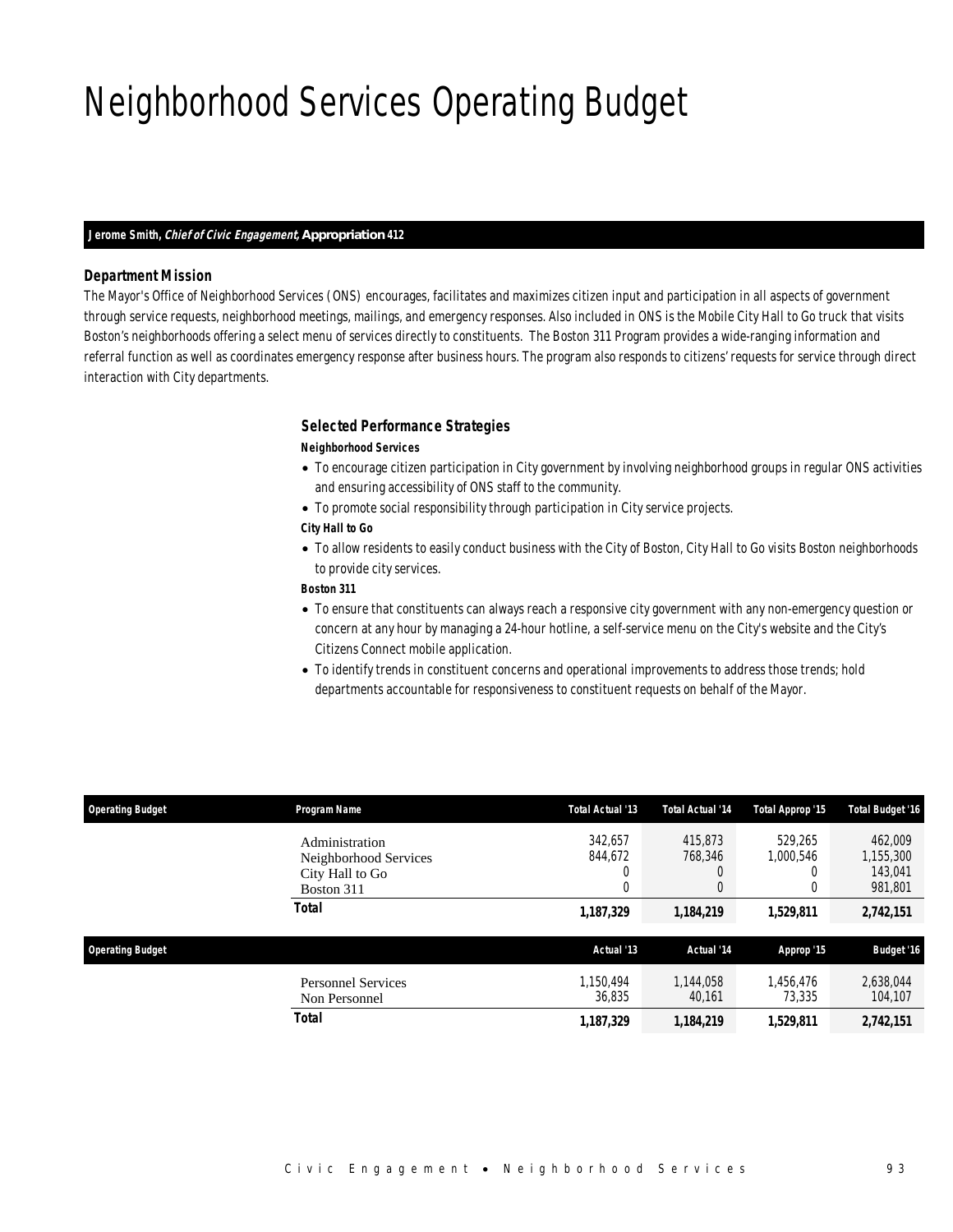# Neighborhood Services Operating Budget

**Jerome Smith, *Chief of Civic Engagement,* Appropriation 412**

### *Department Mission*

The Mayor's Office of Neighborhood Services (ONS) encourages, facilitates and maximizes citizen input and participation in all aspects of government through service requests, neighborhood meetings, mailings, and emergency responses. Also included in ONS is the Mobile City Hall to Go truck that visits Boston's neighborhoods offering a select menu of services directly to constituents. The Boston 311 Program provides a wide-ranging information and referral function as well as coordinates emergency response after business hours. The program also responds to citizens' requests for service through direct interaction with City departments.

### *Selected Performance Strategies*

***Neighborhood Services***

- To encourage citizen participation in City government by involving neighborhood groups in regular ONS activities and ensuring accessibility of ONS staff to the community.
- To promote social responsibility through participation in City service projects.

***City Hall to Go***

- To allow residents to easily conduct business with the City of Boston, City Hall to Go visits Boston neighborhoods to provide city services.

***Boston 311***

- To ensure that constituents can always reach a responsive city government with any non-emergency question or concern at any hour by managing a 24-hour hotline, a self-service menu on the City's website and the City's Citizens Connect mobile application.
- To identify trends in constituent concerns and operational improvements to address those trends; hold departments accountable for responsiveness to constituent requests on behalf of the Mayor.

| Operating Budget | Program Name | Total Actual '13 | Total Actual '14 | Total Approp '15 | Total Budget '16 |
|---|---|---|---|---|---|
| | Administration | 342,657 | 415,873 | 529,265 | 462,009 |
| | Neighborhood Services | 844,672 | 768,346 | 1,000,546 | 1,155,300 |
| | City Hall to Go | 0 | 0 | 0 | 143,041 |
| | Boston 311 | 0 | 0 | 0 | 981,801 |
| | **Total** | **1,187,329** | **1,184,219** | **1,529,811** | **2,742,151** |

| Operating Budget | | Actual '13 | Actual '14 | Approp '15 | Budget '16 |
|---|---|---|---|---|---|
| | Personnel Services | 1,150,494 | 1,144,058 | 1,456,476 | 2,638,044 |
| | Non Personnel | 36,835 | 40,161 | 73,335 | 104,107 |
| | **Total** | **1,187,329** | **1,184,219** | **1,529,811** | **2,742,151** |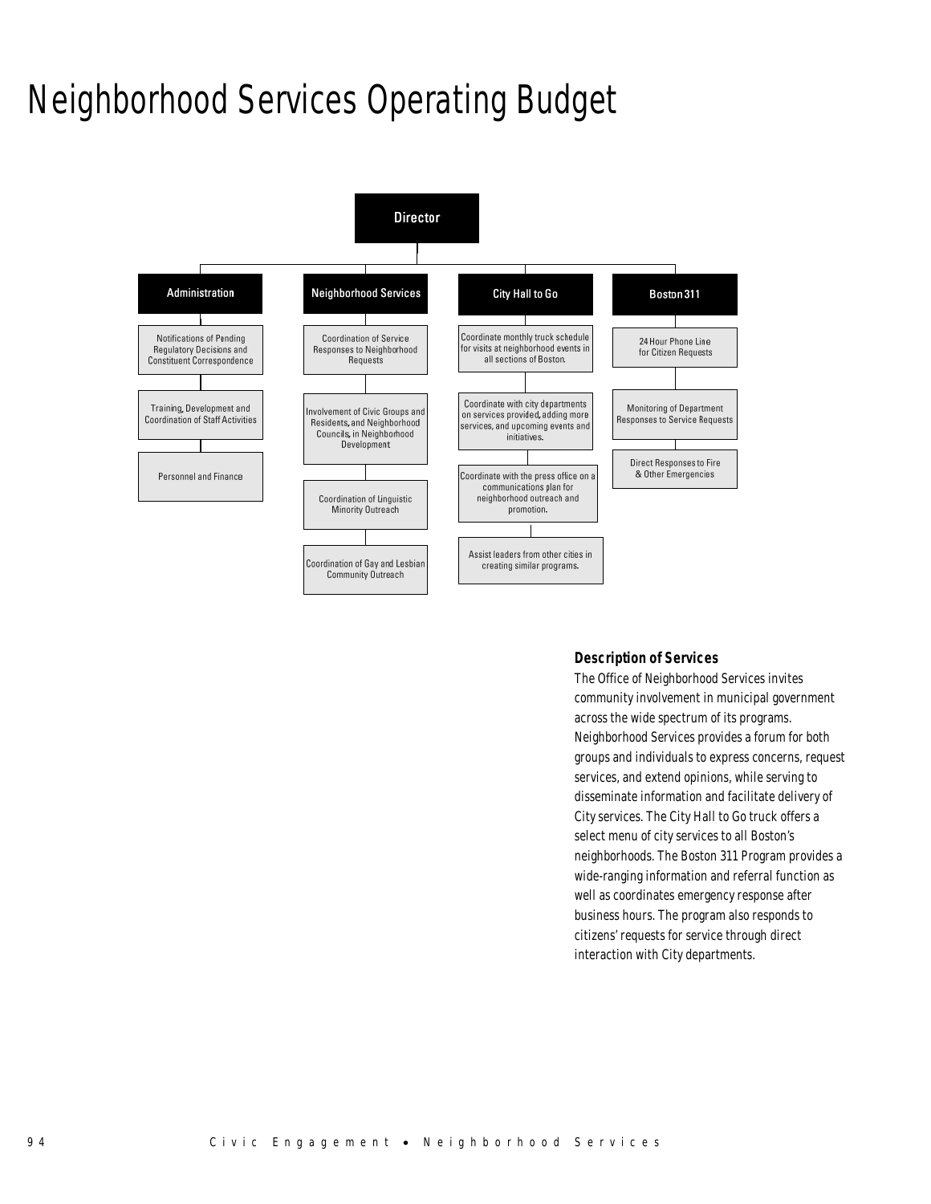# Neighborhood Services Operating Budget

**Director**

- **Administration**
  - Notifications of Pending Regulatory Decisions and Constituent Correspondence
  - Training, Development and Coordination of Staff Activities
  - Personnel and Finance
- **Neighborhood Services**
  - Coordination of Service Responses to Neighborhood Requests
  - Involvement of Civic Groups and Residents, and Neighborhood Councils, in Neighborhood Development
  - Coordination of Linguistic Minority Outreach
  - Coordination of Gay and Lesbian Community Outreach
- **City Hall to Go**
  - Coordinate monthly truck schedule for visits at neighborhood events in all sections of Boston.
  - Coordinate with city departments on services provided, adding more services, and upcoming events and initiatives.
  - Coordinate with the press office on a communications plan for neighborhood outreach and promotion.
  - Assist leaders from other cities in creating similar programs.
- **Boston 311**
  - 24 Hour Phone Line for Citizen Requests
  - Monitoring of Department Responses to Service Requests
  - Direct Responses to Fire & Other Emergencies

### Description of Services

The Office of Neighborhood Services invites community involvement in municipal government across the wide spectrum of its programs. Neighborhood Services provides a forum for both groups and individuals to express concerns, request services, and extend opinions, while serving to disseminate information and facilitate delivery of City services. The City Hall to Go truck offers a select menu of city services to all Boston's neighborhoods. The Boston 311 Program provides a wide-ranging information and referral function as well as coordinates emergency response after business hours. The program also responds to citizens' requests for service through direct interaction with City departments.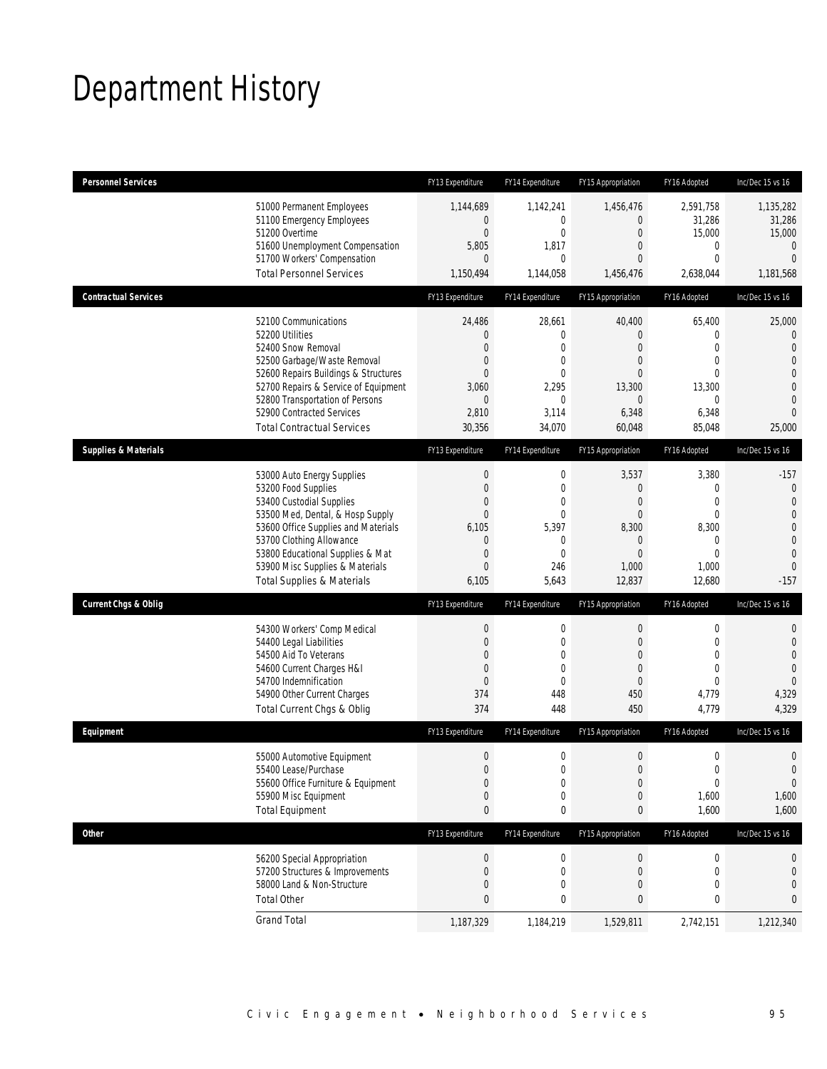# Department History

| Personnel Services | FY13 Expenditure | FY14 Expenditure | FY15 Appropriation | FY16 Adopted | Inc/Dec 15 vs 16 |
|---|---|---|---|---|---|
| 51000 Permanent Employees | 1,144,689 | 1,142,241 | 1,456,476 | 2,591,758 | 1,135,282 |
| 51100 Emergency Employees | 0 | 0 | 0 | 31,286 | 31,286 |
| 51200 Overtime | 0 | 0 | 0 | 15,000 | 15,000 |
| 51600 Unemployment Compensation | 5,805 | 1,817 | 0 | 0 | 0 |
| 51700 Workers' Compensation | 0 | 0 | 0 | 0 | 0 |
| Total Personnel Services | 1,150,494 | 1,144,058 | 1,456,476 | 2,638,044 | 1,181,568 |

| Contractual Services | FY13 Expenditure | FY14 Expenditure | FY15 Appropriation | FY16 Adopted | Inc/Dec 15 vs 16 |
|---|---|---|---|---|---|
| 52100 Communications | 24,486 | 28,661 | 40,400 | 65,400 | 25,000 |
| 52200 Utilities | 0 | 0 | 0 | 0 | 0 |
| 52400 Snow Removal | 0 | 0 | 0 | 0 | 0 |
| 52500 Garbage/Waste Removal | 0 | 0 | 0 | 0 | 0 |
| 52600 Repairs Buildings & Structures | 0 | 0 | 0 | 0 | 0 |
| 52700 Repairs & Service of Equipment | 3,060 | 2,295 | 13,300 | 13,300 | 0 |
| 52800 Transportation of Persons | 0 | 0 | 0 | 0 | 0 |
| 52900 Contracted Services | 2,810 | 3,114 | 6,348 | 6,348 | 0 |
| Total Contractual Services | 30,356 | 34,070 | 60,048 | 85,048 | 25,000 |

| Supplies & Materials | FY13 Expenditure | FY14 Expenditure | FY15 Appropriation | FY16 Adopted | Inc/Dec 15 vs 16 |
|---|---|---|---|---|---|
| 53000 Auto Energy Supplies | 0 | 0 | 3,537 | 3,380 | -157 |
| 53200 Food Supplies | 0 | 0 | 0 | 0 | 0 |
| 53400 Custodial Supplies | 0 | 0 | 0 | 0 | 0 |
| 53500 Med, Dental, & Hosp Supply | 0 | 0 | 0 | 0 | 0 |
| 53600 Office Supplies and Materials | 6,105 | 5,397 | 8,300 | 8,300 | 0 |
| 53700 Clothing Allowance | 0 | 0 | 0 | 0 | 0 |
| 53800 Educational Supplies & Mat | 0 | 0 | 0 | 0 | 0 |
| 53900 Misc Supplies & Materials | 0 | 246 | 1,000 | 1,000 | 0 |
| Total Supplies & Materials | 6,105 | 5,643 | 12,837 | 12,680 | -157 |

| Current Chgs & Oblig | FY13 Expenditure | FY14 Expenditure | FY15 Appropriation | FY16 Adopted | Inc/Dec 15 vs 16 |
|---|---|---|---|---|---|
| 54300 Workers' Comp Medical | 0 | 0 | 0 | 0 | 0 |
| 54400 Legal Liabilities | 0 | 0 | 0 | 0 | 0 |
| 54500 Aid To Veterans | 0 | 0 | 0 | 0 | 0 |
| 54600 Current Charges H&I | 0 | 0 | 0 | 0 | 0 |
| 54700 Indemnification | 0 | 0 | 0 | 0 | 0 |
| 54900 Other Current Charges | 374 | 448 | 450 | 4,779 | 4,329 |
| Total Current Chgs & Oblig | 374 | 448 | 450 | 4,779 | 4,329 |

| Equipment | FY13 Expenditure | FY14 Expenditure | FY15 Appropriation | FY16 Adopted | Inc/Dec 15 vs 16 |
|---|---|---|---|---|---|
| 55000 Automotive Equipment | 0 | 0 | 0 | 0 | 0 |
| 55400 Lease/Purchase | 0 | 0 | 0 | 0 | 0 |
| 55600 Office Furniture & Equipment | 0 | 0 | 0 | 0 | 0 |
| 55900 Misc Equipment | 0 | 0 | 0 | 1,600 | 1,600 |
| Total Equipment | 0 | 0 | 0 | 1,600 | 1,600 |

| Other | FY13 Expenditure | FY14 Expenditure | FY15 Appropriation | FY16 Adopted | Inc/Dec 15 vs 16 |
|---|---|---|---|---|---|
| 56200 Special Appropriation | 0 | 0 | 0 | 0 | 0 |
| 57200 Structures & Improvements | 0 | 0 | 0 | 0 | 0 |
| 58000 Land & Non-Structure | 0 | 0 | 0 | 0 | 0 |
| Total Other | 0 | 0 | 0 | 0 | 0 |
| Grand Total | 1,187,329 | 1,184,219 | 1,529,811 | 2,742,151 | 1,212,340 |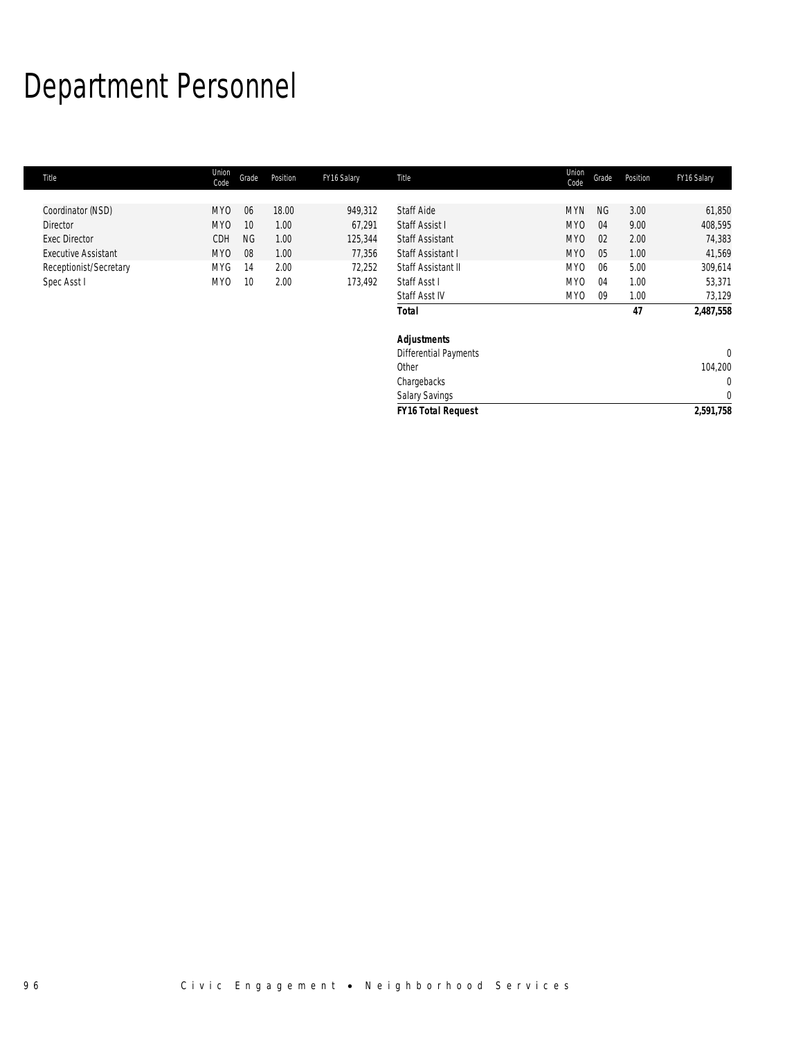# Department Personnel

| Title | Union Code | Grade | Position | FY16 Salary | Title | Union Code | Grade | Position | FY16 Salary |
|---|---|---|---|---|---|---|---|---|---|
| Coordinator (NSD) | MYO | 06 | 18.00 | 949,312 | Staff Aide | MYN | NG | 3.00 | 61,850 |
| Director | MYO | 10 | 1.00 | 67,291 | Staff Assist I | MYO | 04 | 9.00 | 408,595 |
| Exec Director | CDH | NG | 1.00 | 125,344 | Staff Assistant | MYO | 02 | 2.00 | 74,383 |
| Executive Assistant | MYO | 08 | 1.00 | 77,356 | Staff Assistant I | MYO | 05 | 1.00 | 41,569 |
| Receptionist/Secretary | MYG | 14 | 2.00 | 72,252 | Staff Assistant II | MYO | 06 | 5.00 | 309,614 |
| Spec Asst I | MYO | 10 | 2.00 | 173,492 | Staff Asst I | MYO | 04 | 1.00 | 53,371 |
| | | | | | Staff Asst IV | MYO | 09 | 1.00 | 73,129 |
| | | | | | ***Total*** | | | ***47*** | ***2,487,558*** |
| | | | | | ***Adjustments*** | | | | |
| | | | | | Differential Payments | | | | 0 |
| | | | | | Other | | | | 104,200 |
| | | | | | Chargebacks | | | | 0 |
| | | | | | Salary Savings | | | | 0 |
| | | | | | ***FY16 Total Request*** | | | | ***2,591,758*** |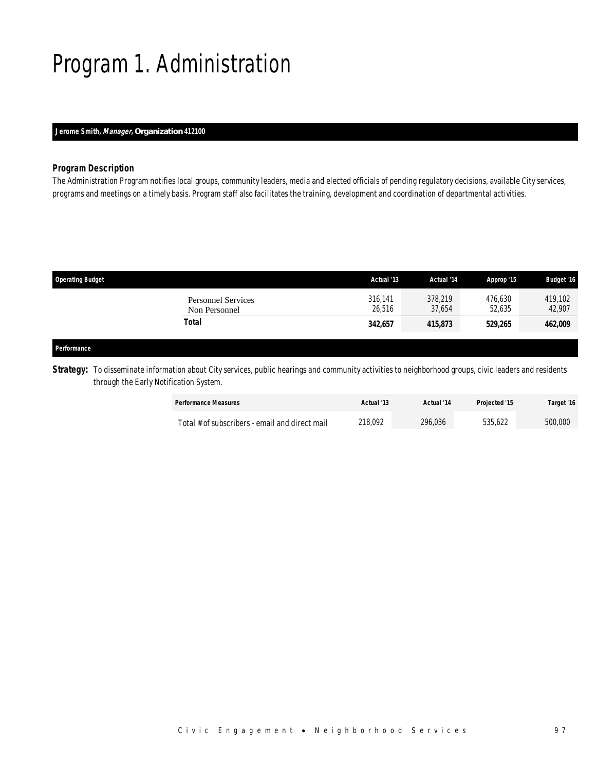# Program 1. Administration

**Jerome Smith, *Manager*, Organization 412100**

### *Program Description*

The Administration Program notifies local groups, community leaders, media and elected officials of pending regulatory decisions, available City services, programs and meetings on a timely basis. Program staff also facilitates the training, development and coordination of departmental activities.

| Operating Budget | Actual '13 | Actual '14 | Approp '15 | Budget '16 |
|---|---|---|---|---|
| Personnel Services | 316,141 | 378,219 | 476,630 | 419,102 |
| Non Personnel | 26,516 | 37,654 | 52,635 | 42,907 |
| **Total** | **342,657** | **415,873** | **529,265** | **462,009** |

**Performance**

**Strategy:** To disseminate information about City services, public hearings and community activities to neighborhood groups, civic leaders and residents through the Early Notification System.

| Performance Measures | Actual '13 | Actual '14 | Projected '15 | Target '16 |
|---|---|---|---|---|
| Total # of subscribers - email and direct mail | 218,092 | 296,036 | 535,622 | 500,000 |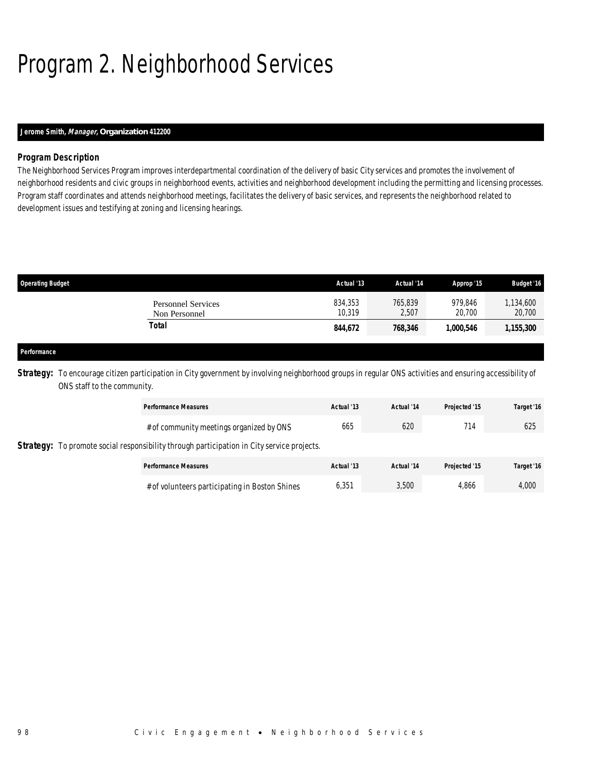# Program 2. Neighborhood Services

**Jerome Smith, *Manager,* Organization 412200**

### *Program Description*

The Neighborhood Services Program improves interdepartmental coordination of the delivery of basic City services and promotes the involvement of neighborhood residents and civic groups in neighborhood events, activities and neighborhood development including the permitting and licensing processes. Program staff coordinates and attends neighborhood meetings, facilitates the delivery of basic services, and represents the neighborhood related to development issues and testifying at zoning and licensing hearings.

| Operating Budget | | Actual '13 | Actual '14 | Approp '15 | Budget '16 |
|---|---|---|---|---|---|
| | Personnel Services | 834,353 | 765,839 | 979,846 | 1,134,600 |
| | Non Personnel | 10,319 | 2,507 | 20,700 | 20,700 |
| | **Total** | **844,672** | **768,346** | **1,000,546** | **1,155,300** |

**Performance**

**Strategy:** To encourage citizen participation in City government by involving neighborhood groups in regular ONS activities and ensuring accessibility of ONS staff to the community.

| Performance Measures | Actual '13 | Actual '14 | Projected '15 | Target '16 |
|---|---|---|---|---|
| # of community meetings organized by ONS | 665 | 620 | 714 | 625 |

**Strategy:** To promote social responsibility through participation in City service projects.

| Performance Measures | Actual '13 | Actual '14 | Projected '15 | Target '16 |
|---|---|---|---|---|
| # of volunteers participating in Boston Shines | 6,351 | 3,500 | 4,866 | 4,000 |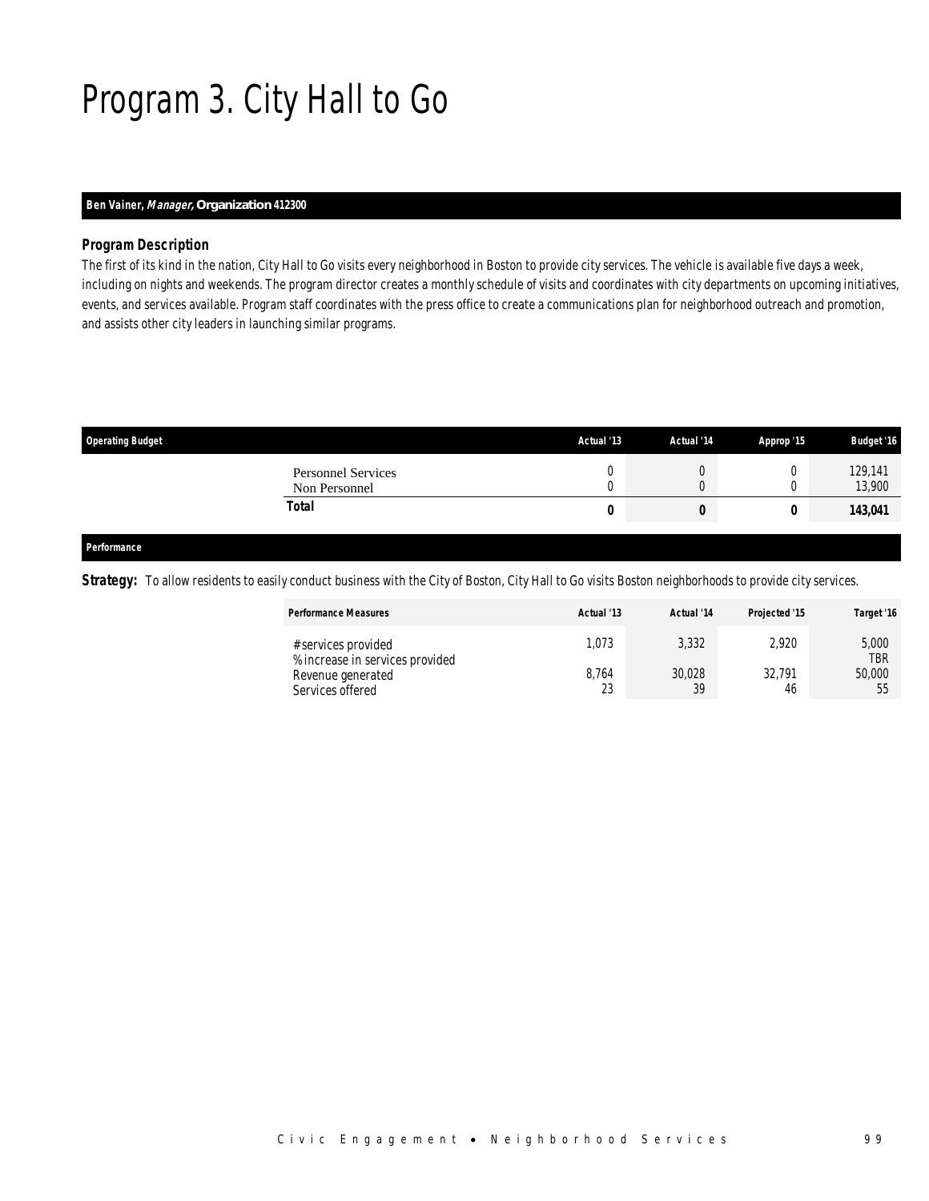# Program 3. City Hall to Go

**Ben Vainer, *Manager*, Organization 412300**

### Program Description

The first of its kind in the nation, City Hall to Go visits every neighborhood in Boston to provide city services. The vehicle is available five days a week, including on nights and weekends. The program director creates a monthly schedule of visits and coordinates with city departments on upcoming initiatives, events, and services available. Program staff coordinates with the press office to create a communications plan for neighborhood outreach and promotion, and assists other city leaders in launching similar programs.

| Operating Budget | Actual '13 | Actual '14 | Approp '15 | Budget '16 |
|---|---|---|---|---|
| Personnel Services | 0 | 0 | 0 | 129,141 |
| Non Personnel | 0 | 0 | 0 | 13,900 |
| **Total** | **0** | **0** | **0** | **143,041** |

### Performance

**Strategy:** To allow residents to easily conduct business with the City of Boston, City Hall to Go visits Boston neighborhoods to provide city services.

| Performance Measures | Actual '13 | Actual '14 | Projected '15 | Target '16 |
|---|---|---|---|---|
| # services provided | 1,073 | 3,332 | 2,920 | 5,000 |
| % increase in services provided | | | | TBR |
| Revenue generated | 8,764 | 30,028 | 32,791 | 50,000 |
| Services offered | 23 | 39 | 46 | 55 |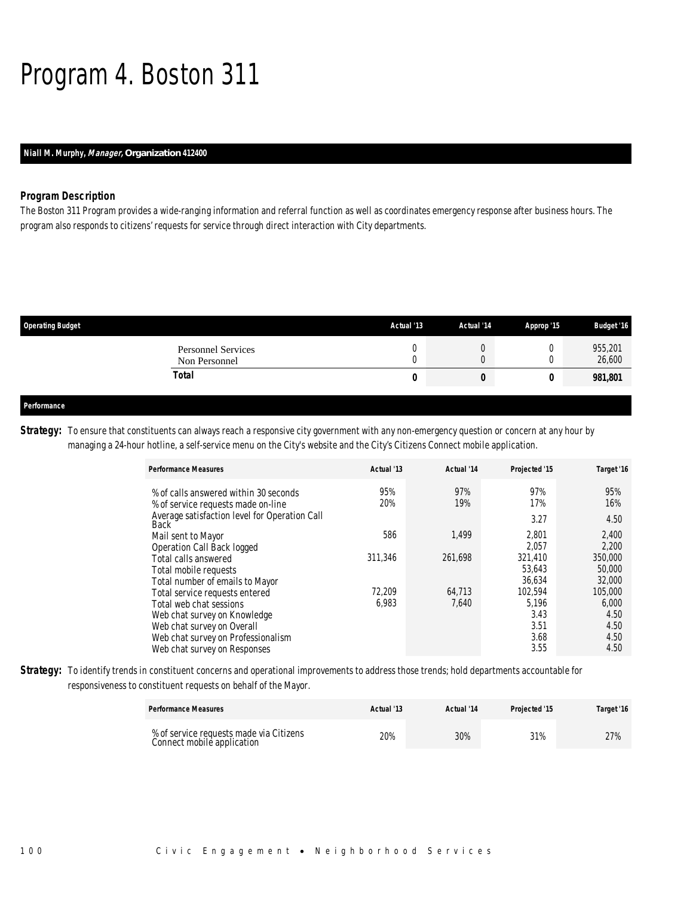# Program 4. Boston 311

**Niall M. Murphy, *Manager,* Organization 412400**

### *Program Description*

The Boston 311 Program provides a wide-ranging information and referral function as well as coordinates emergency response after business hours. The program also responds to citizens' requests for service through direct interaction with City departments.

| Operating Budget | Actual '13 | Actual '14 | Approp '15 | Budget '16 |
|---|---|---|---|---|
| Personnel Services | 0 | 0 | 0 | 955,201 |
| Non Personnel | 0 | 0 | 0 | 26,600 |
| **Total** | **0** | **0** | **0** | **981,801** |

### Performance

**Strategy:** To ensure that constituents can always reach a responsive city government with any non-emergency question or concern at any hour by managing a 24-hour hotline, a self-service menu on the City's website and the City's Citizens Connect mobile application.

| Performance Measures | Actual '13 | Actual '14 | Projected '15 | Target '16 |
|---|---|---|---|---|
| % of calls answered within 30 seconds | 95% | 97% | 97% | 95% |
| % of service requests made on-line | 20% | 19% | 17% | 16% |
| Average satisfaction level for Operation Call Back | | | 3.27 | 4.50 |
| Mail sent to Mayor | 586 | 1,499 | 2,801 | 2,400 |
| Operation Call Back logged | | | 2,057 | 2,200 |
| Total calls answered | 311,346 | 261,698 | 321,410 | 350,000 |
| Total mobile requests | | | 53,643 | 50,000 |
| Total number of emails to Mayor | | | 36,634 | 32,000 |
| Total service requests entered | 72,209 | 64,713 | 102,594 | 105,000 |
| Total web chat sessions | 6,983 | 7,640 | 5,196 | 6,000 |
| Web chat survey on Knowledge | | | 3.43 | 4.50 |
| Web chat survey on Overall | | | 3.51 | 4.50 |
| Web chat survey on Professionalism | | | 3.68 | 4.50 |
| Web chat survey on Responses | | | 3.55 | 4.50 |

**Strategy:** To identify trends in constituent concerns and operational improvements to address those trends; hold departments accountable for responsiveness to constituent requests on behalf of the Mayor.

| Performance Measures | Actual '13 | Actual '14 | Projected '15 | Target '16 |
|---|---|---|---|---|
| % of service requests made via Citizens Connect mobile application | 20% | 30% | 31% | 27% |